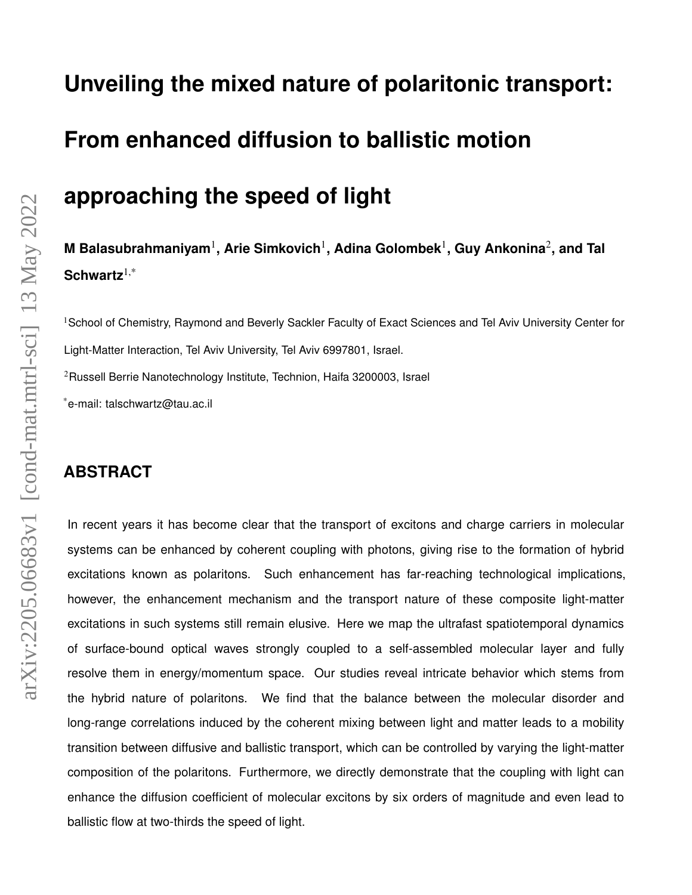# Unveiling the mixed nature of polaritonic transport: From enhanced diffusion to ballistic motion approaching the speed of light

**M Balasubrahmaniyam[1], Arie Simkovich[1], Adina Golombek[1], Guy Ankonina[2], and Tal Schwartz[1,*]**

[1]School of Chemistry, Raymond and Beverly Sackler Faculty of Exact Sciences and Tel Aviv University Center for Light-Matter Interaction, Tel Aviv University, Tel Aviv 6997801, Israel.

[2]Russell Berrie Nanotechnology Institute, Technion, Haifa 3200003, Israel

[*]e-mail: talschwartz@tau.ac.il

## ABSTRACT

In recent years it has become clear that the transport of excitons and charge carriers in molecular systems can be enhanced by coherent coupling with photons, giving rise to the formation of hybrid excitations known as polaritons. Such enhancement has far-reaching technological implications, however, the enhancement mechanism and the transport nature of these composite light-matter excitations in such systems still remain elusive. Here we map the ultrafast spatiotemporal dynamics of surface-bound optical waves strongly coupled to a self-assembled molecular layer and fully resolve them in energy/momentum space. Our studies reveal intricate behavior which stems from the hybrid nature of polaritons. We find that the balance between the molecular disorder and long-range correlations induced by the coherent mixing between light and matter leads to a mobility transition between diffusive and ballistic transport, which can be controlled by varying the light-matter composition of the polaritons. Furthermore, we directly demonstrate that the coupling with light can enhance the diffusion coefficient of molecular excitons by six orders of magnitude and even lead to ballistic flow at two-thirds the speed of light.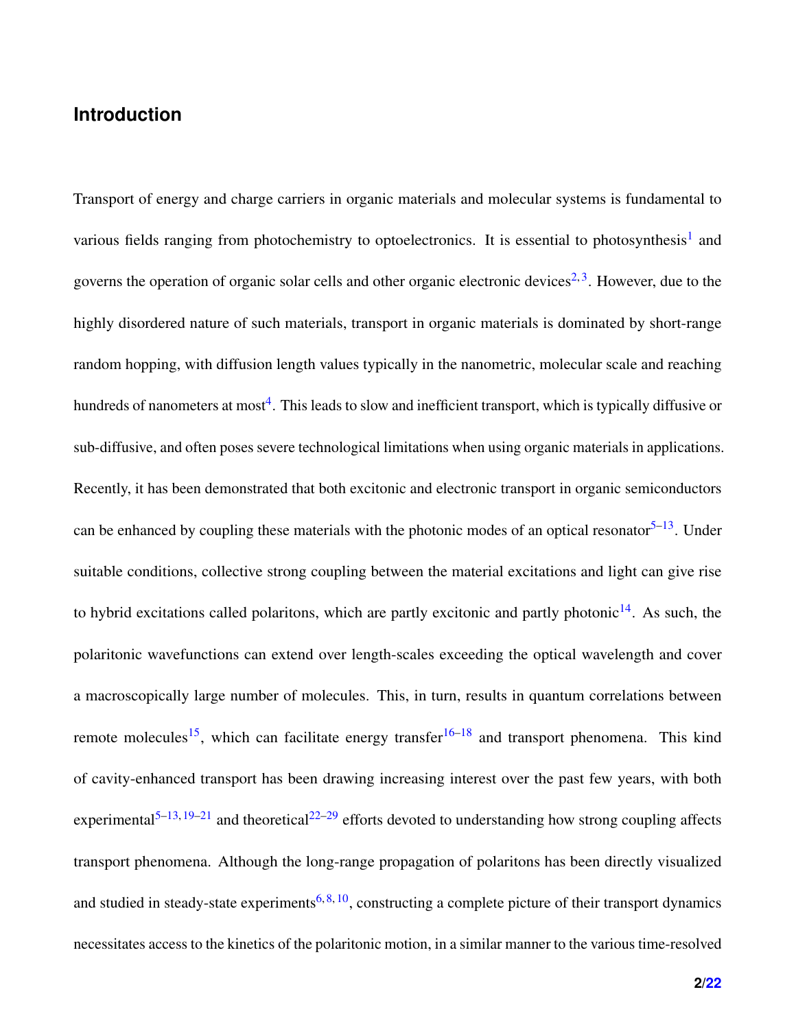## Introduction

Transport of energy and charge carriers in organic materials and molecular systems is fundamental to various fields ranging from photochemistry to optoelectronics. It is essential to photosynthesis[1] and governs the operation of organic solar cells and other organic electronic devices[2,3]. However, due to the highly disordered nature of such materials, transport in organic materials is dominated by short-range random hopping, with diffusion length values typically in the nanometric, molecular scale and reaching hundreds of nanometers at most[4]. This leads to slow and inefficient transport, which is typically diffusive or sub-diffusive, and often poses severe technological limitations when using organic materials in applications. Recently, it has been demonstrated that both excitonic and electronic transport in organic semiconductors can be enhanced by coupling these materials with the photonic modes of an optical resonator[5–13]. Under suitable conditions, collective strong coupling between the material excitations and light can give rise to hybrid excitations called polaritons, which are partly excitonic and partly photonic[14]. As such, the polaritonic wavefunctions can extend over length-scales exceeding the optical wavelength and cover a macroscopically large number of molecules. This, in turn, results in quantum correlations between remote molecules[15], which can facilitate energy transfer[16–18] and transport phenomena. This kind of cavity-enhanced transport has been drawing increasing interest over the past few years, with both experimental[5–13,19–21] and theoretical[22–29] efforts devoted to understanding how strong coupling affects transport phenomena. Although the long-range propagation of polaritons has been directly visualized and studied in steady-state experiments[6,8,10], constructing a complete picture of their transport dynamics necessitates access to the kinetics of the polaritonic motion, in a similar manner to the various time-resolved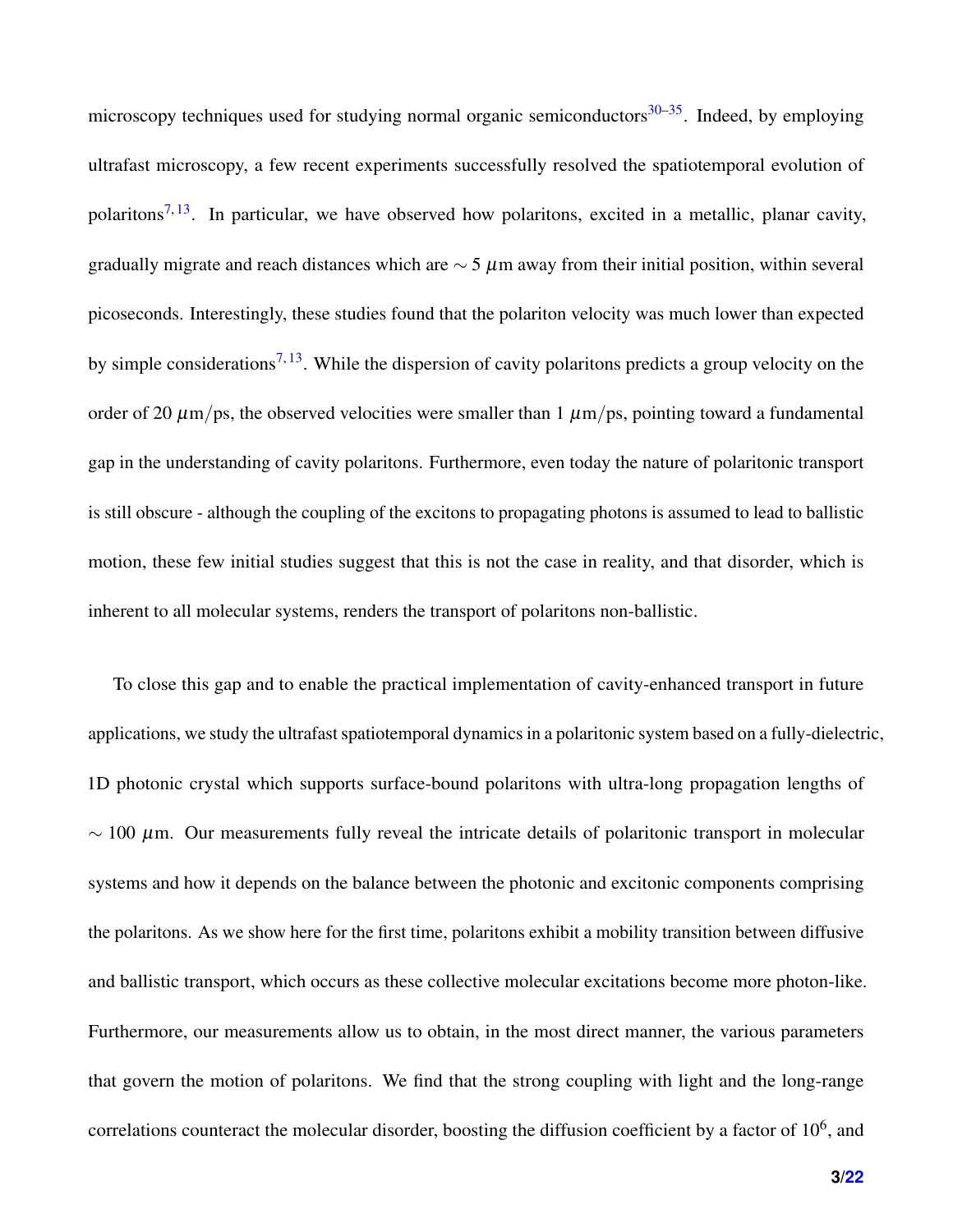microscopy techniques used for studying normal organic semiconductors[30–35]. Indeed, by employing ultrafast microscopy, a few recent experiments successfully resolved the spatiotemporal evolution of polaritons[7,13]. In particular, we have observed how polaritons, excited in a metallic, planar cavity, gradually migrate and reach distances which are $\sim 5\ \mu$m away from their initial position, within several picoseconds. Interestingly, these studies found that the polariton velocity was much lower than expected by simple considerations[7,13]. While the dispersion of cavity polaritons predicts a group velocity on the order of 20 $\mu$m/ps, the observed velocities were smaller than 1 $\mu$m/ps, pointing toward a fundamental gap in the understanding of cavity polaritons. Furthermore, even today the nature of polaritonic transport is still obscure - although the coupling of the excitons to propagating photons is assumed to lead to ballistic motion, these few initial studies suggest that this is not the case in reality, and that disorder, which is inherent to all molecular systems, renders the transport of polaritons non-ballistic.

To close this gap and to enable the practical implementation of cavity-enhanced transport in future applications, we study the ultrafast spatiotemporal dynamics in a polaritonic system based on a fully-dielectric, 1D photonic crystal which supports surface-bound polaritons with ultra-long propagation lengths of $\sim 100\ \mu$m. Our measurements fully reveal the intricate details of polaritonic transport in molecular systems and how it depends on the balance between the photonic and excitonic components comprising the polaritons. As we show here for the first time, polaritons exhibit a mobility transition between diffusive and ballistic transport, which occurs as these collective molecular excitations become more photon-like. Furthermore, our measurements allow us to obtain, in the most direct manner, the various parameters that govern the motion of polaritons. We find that the strong coupling with light and the long-range correlations counteract the molecular disorder, boosting the diffusion coefficient by a factor of $10^6$, and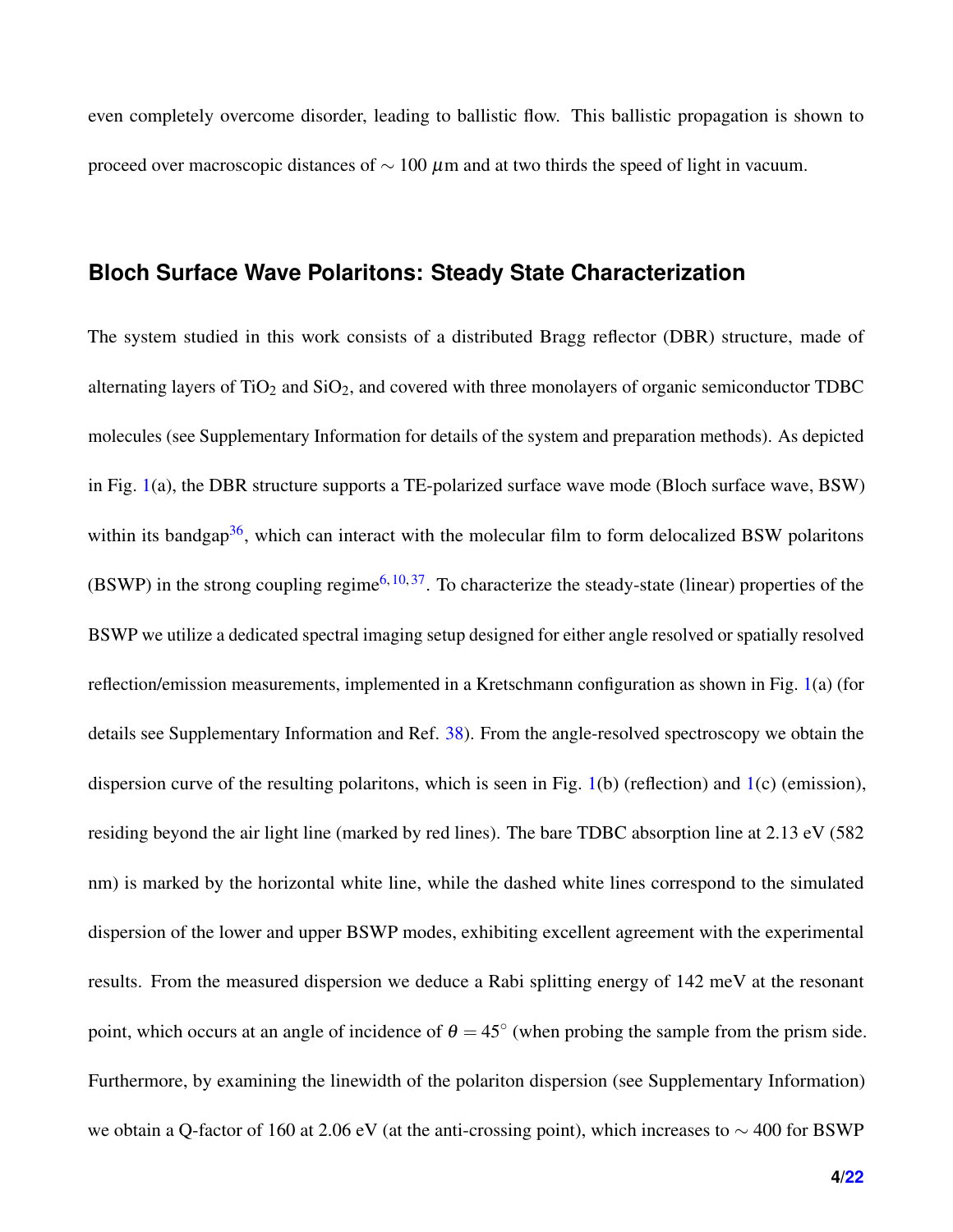even completely overcome disorder, leading to ballistic flow. This ballistic propagation is shown to proceed over macroscopic distances of $\sim 100\ \mu$m and at two thirds the speed of light in vacuum.

## Bloch Surface Wave Polaritons: Steady State Characterization

The system studied in this work consists of a distributed Bragg reflector (DBR) structure, made of alternating layers of $TiO_2$ and $SiO_2$, and covered with three monolayers of organic semiconductor TDBC molecules (see Supplementary Information for details of the system and preparation methods). As depicted in Fig. 1(a), the DBR structure supports a TE-polarized surface wave mode (Bloch surface wave, BSW) within its bandgap[36], which can interact with the molecular film to form delocalized BSW polaritons (BSWP) in the strong coupling regime[6,10,37]. To characterize the steady-state (linear) properties of the BSWP we utilize a dedicated spectral imaging setup designed for either angle resolved or spatially resolved reflection/emission measurements, implemented in a Kretschmann configuration as shown in Fig. 1(a) (for details see Supplementary Information and Ref. 38). From the angle-resolved spectroscopy we obtain the dispersion curve of the resulting polaritons, which is seen in Fig. 1(b) (reflection) and 1(c) (emission), residing beyond the air light line (marked by red lines). The bare TDBC absorption line at 2.13 eV (582 nm) is marked by the horizontal white line, while the dashed white lines correspond to the simulated dispersion of the lower and upper BSWP modes, exhibiting excellent agreement with the experimental results. From the measured dispersion we deduce a Rabi splitting energy of 142 meV at the resonant point, which occurs at an angle of incidence of $\theta = 45^\circ$ (when probing the sample from the prism side. Furthermore, by examining the linewidth of the polariton dispersion (see Supplementary Information) we obtain a Q-factor of 160 at 2.06 eV (at the anti-crossing point), which increases to $\sim 400$ for BSWP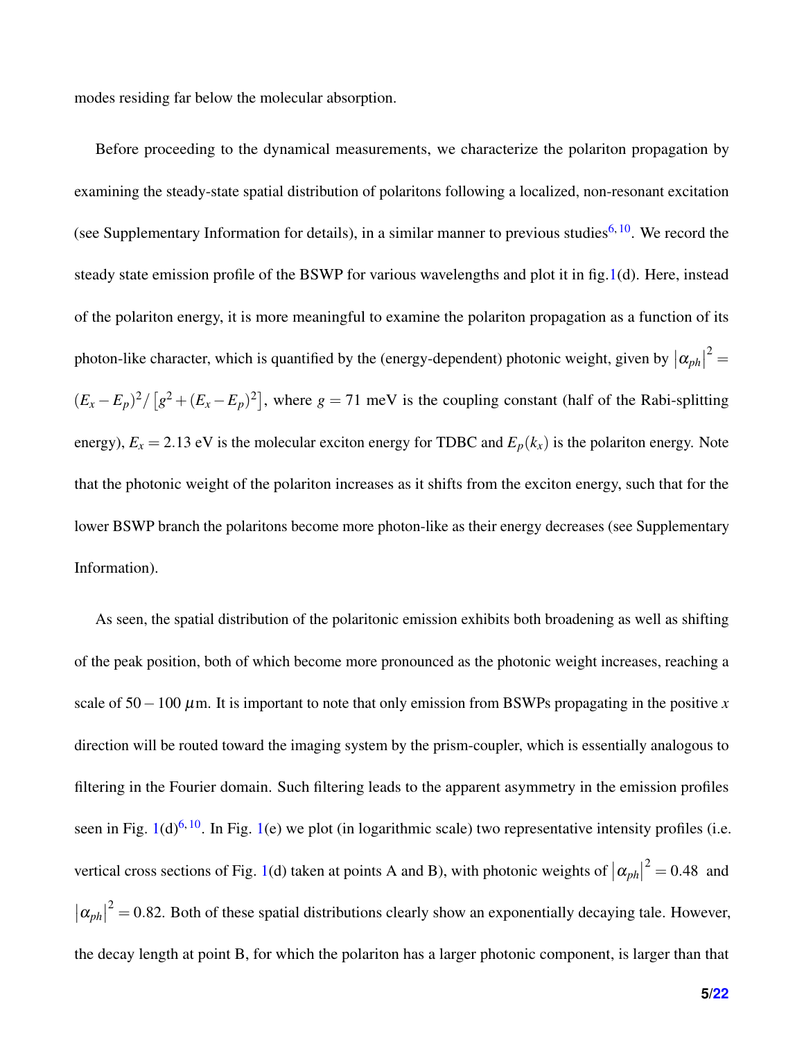modes residing far below the molecular absorption.

Before proceeding to the dynamical measurements, we characterize the polariton propagation by examining the steady-state spatial distribution of polaritons following a localized, non-resonant excitation (see Supplementary Information for details), in a similar manner to previous studies[6,10]. We record the steady state emission profile of the BSWP for various wavelengths and plot it in fig.1(d). Here, instead of the polariton energy, it is more meaningful to examine the polariton propagation as a function of its photon-like character, which is quantified by the (energy-dependent) photonic weight, given by $|\alpha_{ph}|^2 = (E_x - E_p)^2 / \left[g^2 + (E_x - E_p)^2\right]$, where $g = 71$ meV is the coupling constant (half of the Rabi-splitting energy), $E_x = 2.13$ eV is the molecular exciton energy for TDBC and $E_p(k_x)$ is the polariton energy. Note that the photonic weight of the polariton increases as it shifts from the exciton energy, such that for the lower BSWP branch the polaritons become more photon-like as their energy decreases (see Supplementary Information).

As seen, the spatial distribution of the polaritonic emission exhibits both broadening as well as shifting of the peak position, both of which become more pronounced as the photonic weight increases, reaching a scale of $50 - 100$ $\mu$m. It is important to note that only emission from BSWPs propagating in the positive $x$ direction will be routed toward the imaging system by the prism-coupler, which is essentially analogous to filtering in the Fourier domain. Such filtering leads to the apparent asymmetry in the emission profiles seen in Fig. 1(d)[6,10]. In Fig. 1(e) we plot (in logarithmic scale) two representative intensity profiles (i.e. vertical cross sections of Fig. 1(d) taken at points A and B), with photonic weights of $|\alpha_{ph}|^2 = 0.48$ and $|\alpha_{ph}|^2 = 0.82$. Both of these spatial distributions clearly show an exponentially decaying tale. However, the decay length at point B, for which the polariton has a larger photonic component, is larger than that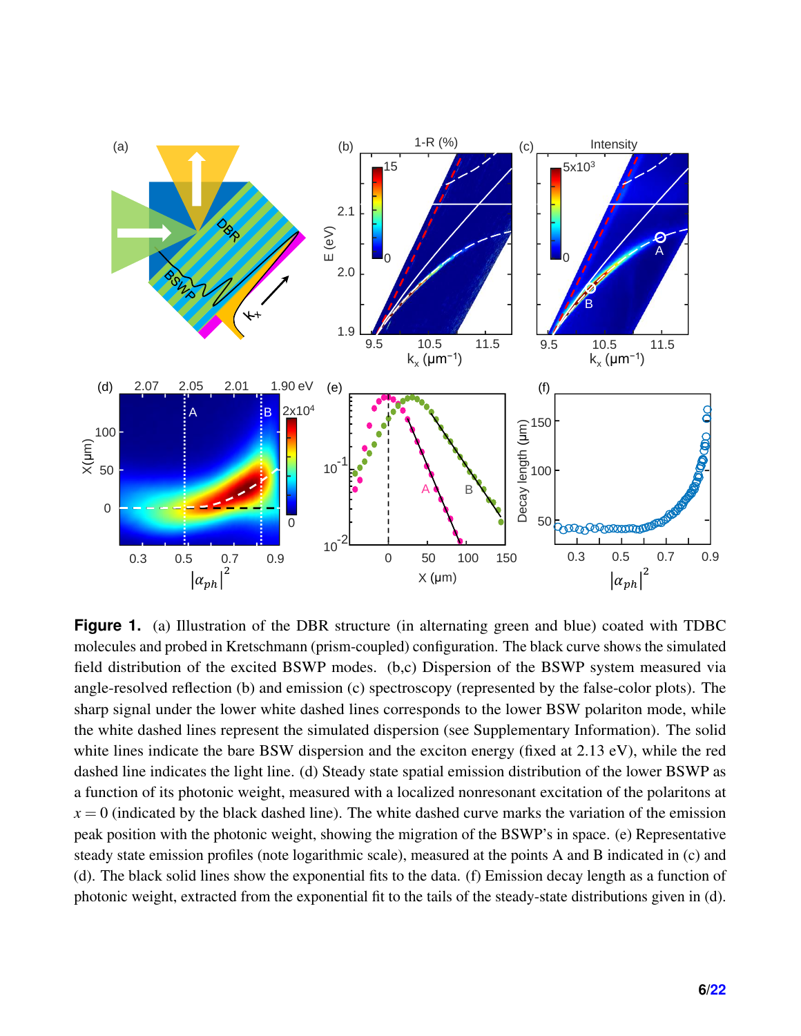**Figure 1.** (a) Illustration of the DBR structure (in alternating green and blue) coated with TDBC molecules and probed in Kretschmann (prism-coupled) configuration. The black curve shows the simulated field distribution of the excited BSWP modes. (b,c) Dispersion of the BSWP system measured via angle-resolved reflection (b) and emission (c) spectroscopy (represented by the false-color plots). The sharp signal under the lower white dashed lines corresponds to the lower BSW polariton mode, while the white dashed lines represent the simulated dispersion (see Supplementary Information). The solid white lines indicate the bare BSW dispersion and the exciton energy (fixed at 2.13 eV), while the red dashed line indicates the light line. (d) Steady state spatial emission distribution of the lower BSWP as a function of its photonic weight, measured with a localized nonresonant excitation of the polaritons at $x = 0$ (indicated by the black dashed line). The white dashed curve marks the variation of the emission peak position with the photonic weight, showing the migration of the BSWP's in space. (e) Representative steady state emission profiles (note logarithmic scale), measured at the points A and B indicated in (c) and (d). The black solid lines show the exponential fits to the data. (f) Emission decay length as a function of photonic weight, extracted from the exponential fit to the tails of the steady-state distributions given in (d).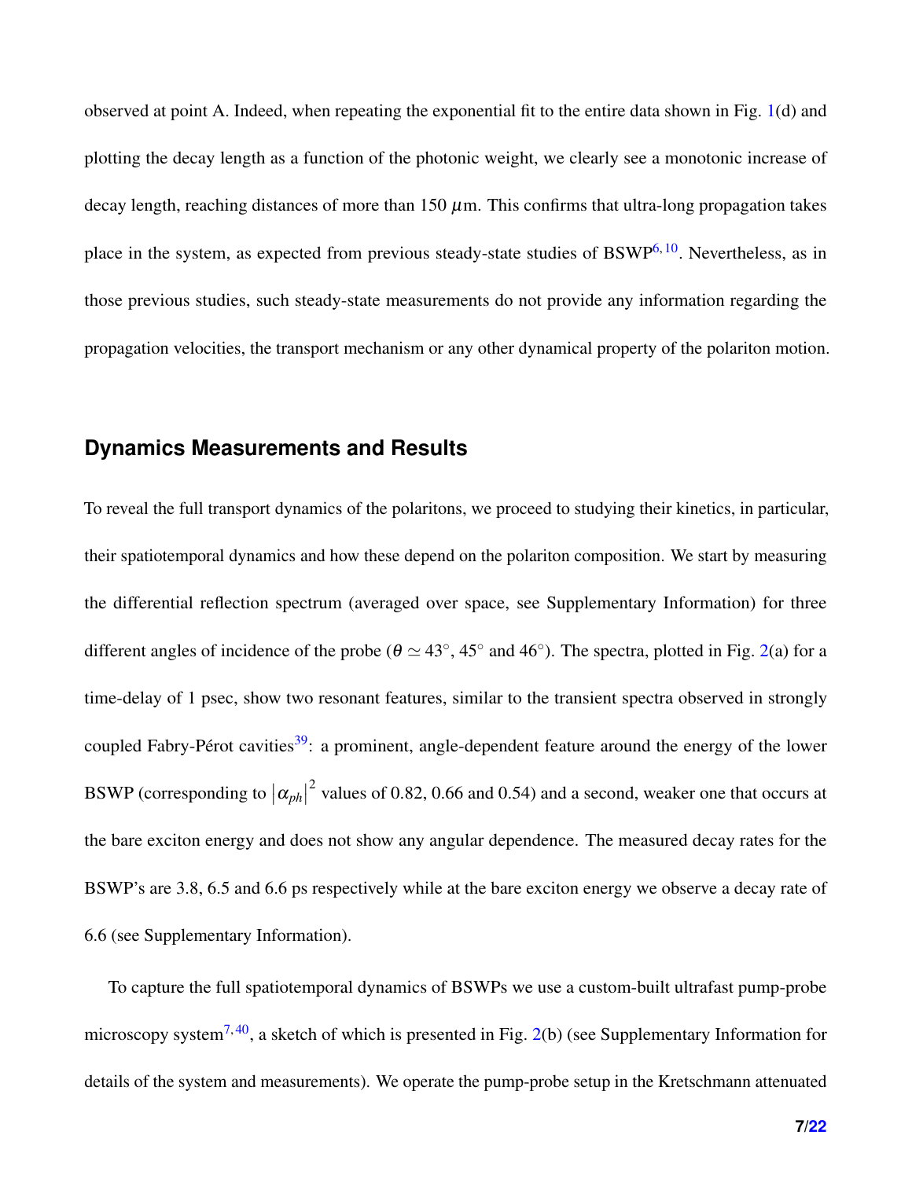observed at point A. Indeed, when repeating the exponential fit to the entire data shown in Fig. 1(d) and plotting the decay length as a function of the photonic weight, we clearly see a monotonic increase of decay length, reaching distances of more than 150 $\mu$m. This confirms that ultra-long propagation takes place in the system, as expected from previous steady-state studies of BSWP[6,10]. Nevertheless, as in those previous studies, such steady-state measurements do not provide any information regarding the propagation velocities, the transport mechanism or any other dynamical property of the polariton motion.

## Dynamics Measurements and Results

To reveal the full transport dynamics of the polaritons, we proceed to studying their kinetics, in particular, their spatiotemporal dynamics and how these depend on the polariton composition. We start by measuring the differential reflection spectrum (averaged over space, see Supplementary Information) for three different angles of incidence of the probe ($\theta \simeq 43^{\circ}$, $45^{\circ}$ and $46^{\circ}$). The spectra, plotted in Fig. 2(a) for a time-delay of 1 psec, show two resonant features, similar to the transient spectra observed in strongly coupled Fabry-Pérot cavities[39]: a prominent, angle-dependent feature around the energy of the lower BSWP (corresponding to $\left|\alpha_{ph}\right|^2$ values of 0.82, 0.66 and 0.54) and a second, weaker one that occurs at the bare exciton energy and does not show any angular dependence. The measured decay rates for the BSWP's are 3.8, 6.5 and 6.6 ps respectively while at the bare exciton energy we observe a decay rate of 6.6 (see Supplementary Information).

To capture the full spatiotemporal dynamics of BSWPs we use a custom-built ultrafast pump-probe microscopy system[7,40], a sketch of which is presented in Fig. 2(b) (see Supplementary Information for details of the system and measurements). We operate the pump-probe setup in the Kretschmann attenuated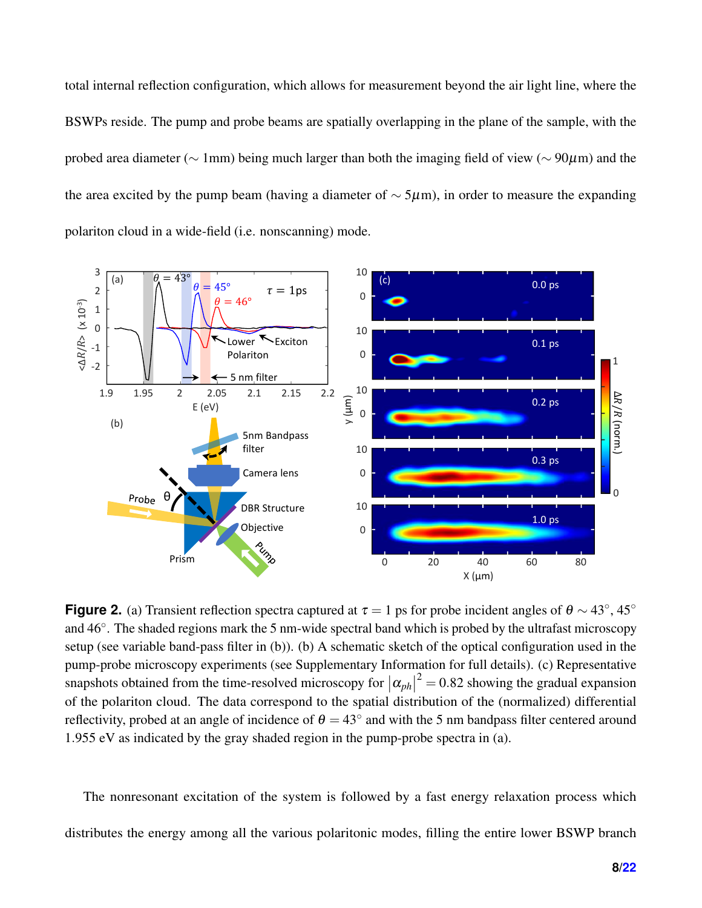total internal reflection configuration, which allows for measurement beyond the air light line, where the BSWPs reside. The pump and probe beams are spatially overlapping in the plane of the sample, with the probed area diameter ($\sim$ 1mm) being much larger than both the imaging field of view ($\sim 90\mu$m) and the the area excited by the pump beam (having a diameter of $\sim 5\mu$m), in order to measure the expanding polariton cloud in a wide-field (i.e. nonscanning) mode.

**Figure 2.** (a) Transient reflection spectra captured at $\tau = 1$ ps for probe incident angles of $\theta \sim 43^\circ$, $45^\circ$ and $46^\circ$. The shaded regions mark the 5 nm-wide spectral band which is probed by the ultrafast microscopy setup (see variable band-pass filter in (b)). (b) A schematic sketch of the optical configuration used in the pump-probe microscopy experiments (see Supplementary Information for full details). (c) Representative snapshots obtained from the time-resolved microscopy for $\left|\alpha_{ph}\right|^2 = 0.82$ showing the gradual expansion of the polariton cloud. The data correspond to the spatial distribution of the (normalized) differential reflectivity, probed at an angle of incidence of $\theta = 43^\circ$ and with the 5 nm bandpass filter centered around 1.955 eV as indicated by the gray shaded region in the pump-probe spectra in (a).

The nonresonant excitation of the system is followed by a fast energy relaxation process which distributes the energy among all the various polaritonic modes, filling the entire lower BSWP branch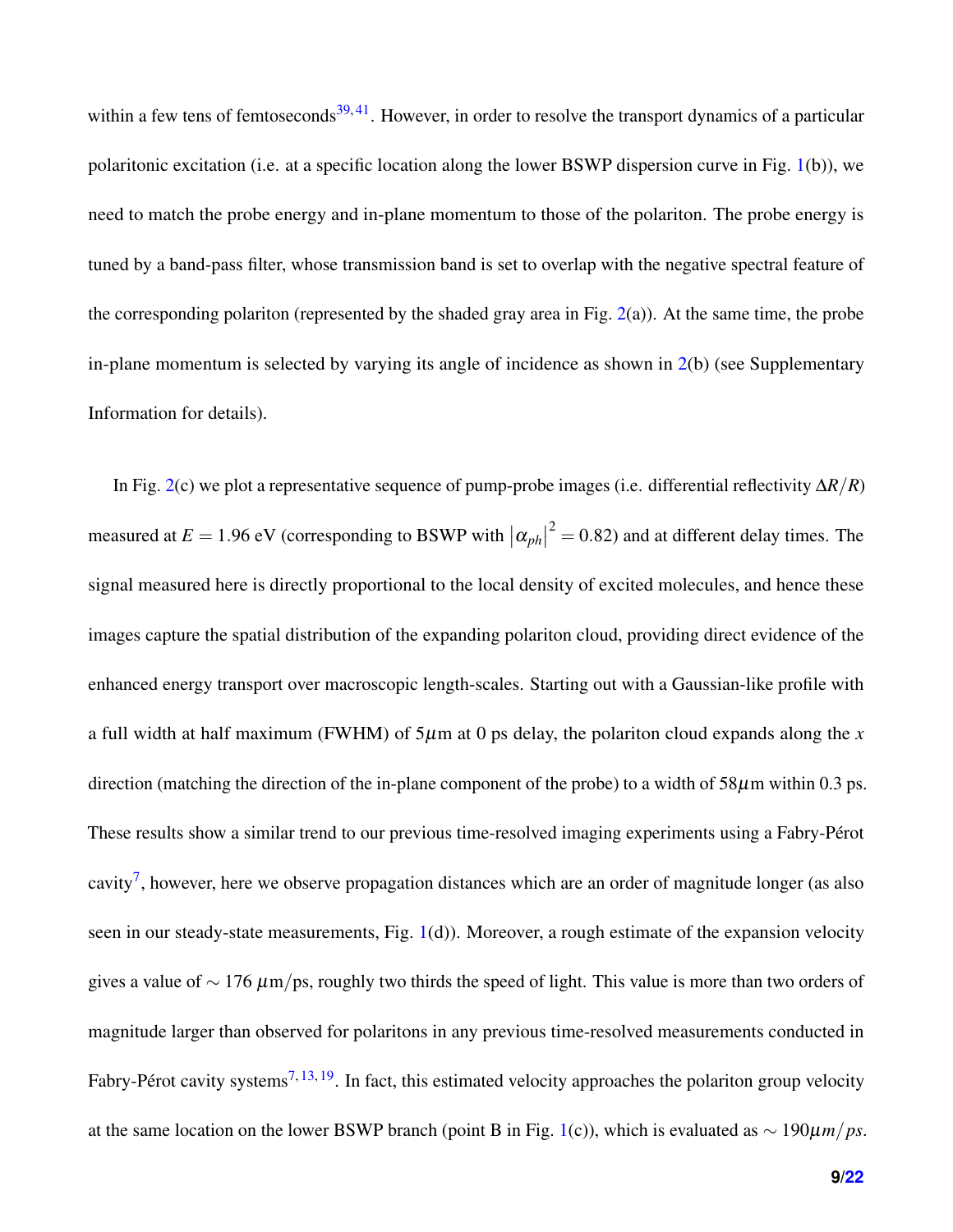within a few tens of femtoseconds[39,41]. However, in order to resolve the transport dynamics of a particular polaritonic excitation (i.e. at a specific location along the lower BSWP dispersion curve in Fig. 1(b)), we need to match the probe energy and in-plane momentum to those of the polariton. The probe energy is tuned by a band-pass filter, whose transmission band is set to overlap with the negative spectral feature of the corresponding polariton (represented by the shaded gray area in Fig. 2(a)). At the same time, the probe in-plane momentum is selected by varying its angle of incidence as shown in 2(b) (see Supplementary Information for details).

In Fig. 2(c) we plot a representative sequence of pump-probe images (i.e. differential reflectivity $\Delta R/R$) measured at $E = 1.96$ eV (corresponding to BSWP with $|\alpha_{ph}|^2 = 0.82$) and at different delay times. The signal measured here is directly proportional to the local density of excited molecules, and hence these images capture the spatial distribution of the expanding polariton cloud, providing direct evidence of the enhanced energy transport over macroscopic length-scales. Starting out with a Gaussian-like profile with a full width at half maximum (FWHM) of $5\mu$m at 0 ps delay, the polariton cloud expands along the $x$ direction (matching the direction of the in-plane component of the probe) to a width of $58\mu$m within 0.3 ps. These results show a similar trend to our previous time-resolved imaging experiments using a Fabry-Pérot cavity[7], however, here we observe propagation distances which are an order of magnitude longer (as also seen in our steady-state measurements, Fig. 1(d)). Moreover, a rough estimate of the expansion velocity gives a value of $\sim 176$ $\mu$m/ps, roughly two thirds the speed of light. This value is more than two orders of magnitude larger than observed for polaritons in any previous time-resolved measurements conducted in Fabry-Pérot cavity systems[7,13,19]. In fact, this estimated velocity approaches the polariton group velocity at the same location on the lower BSWP branch (point B in Fig. 1(c)), which is evaluated as $\sim 190\mu m/ps$.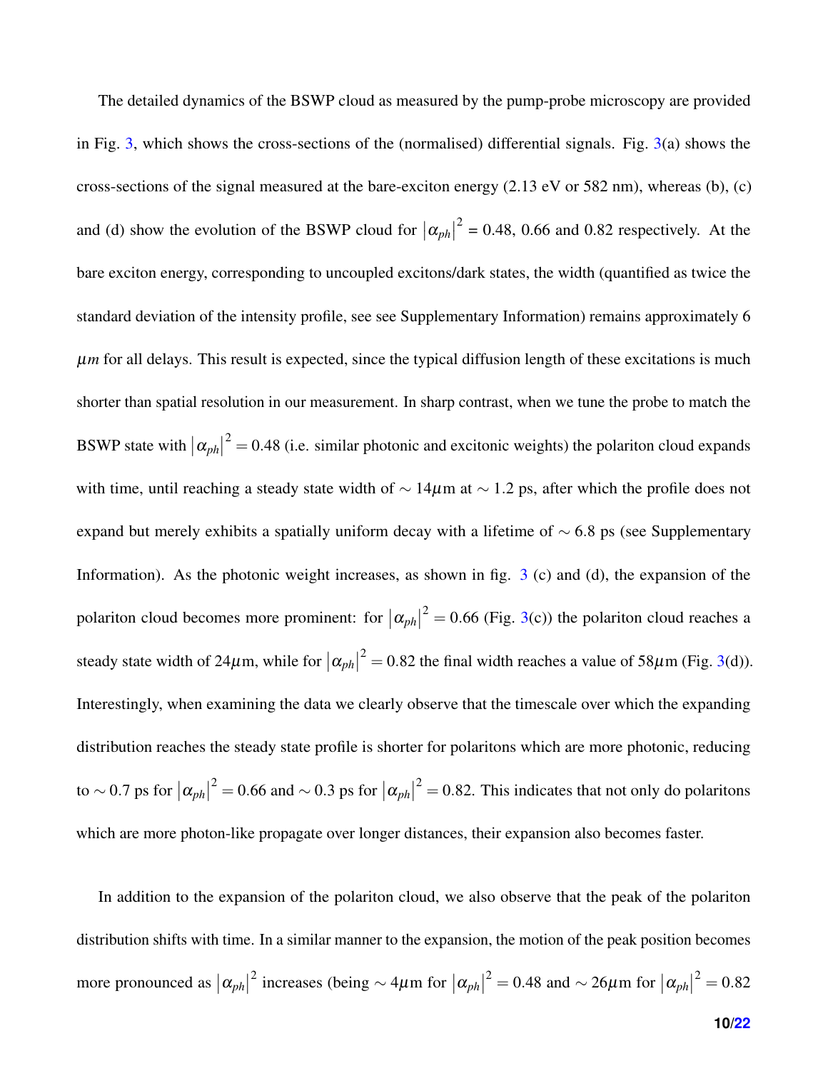The detailed dynamics of the BSWP cloud as measured by the pump-probe microscopy are provided in Fig. 3, which shows the cross-sections of the (normalised) differential signals. Fig. 3(a) shows the cross-sections of the signal measured at the bare-exciton energy (2.13 eV or 582 nm), whereas (b), (c) and (d) show the evolution of the BSWP cloud for $|\alpha_{ph}|^2$ = 0.48, 0.66 and 0.82 respectively. At the bare exciton energy, corresponding to uncoupled excitons/dark states, the width (quantified as twice the standard deviation of the intensity profile, see see Supplementary Information) remains approximately 6 $\mu m$ for all delays. This result is expected, since the typical diffusion length of these excitations is much shorter than spatial resolution in our measurement. In sharp contrast, when we tune the probe to match the BSWP state with $|\alpha_{ph}|^2 = 0.48$ (i.e. similar photonic and excitonic weights) the polariton cloud expands with time, until reaching a steady state width of $\sim 14\mu$m at $\sim 1.2$ ps, after which the profile does not expand but merely exhibits a spatially uniform decay with a lifetime of $\sim 6.8$ ps (see Supplementary Information). As the photonic weight increases, as shown in fig. 3 (c) and (d), the expansion of the polariton cloud becomes more prominent: for $|\alpha_{ph}|^2 = 0.66$ (Fig. 3(c)) the polariton cloud reaches a steady state width of 24$\mu$m, while for $|\alpha_{ph}|^2 = 0.82$ the final width reaches a value of 58$\mu$m (Fig. 3(d)). Interestingly, when examining the data we clearly observe that the timescale over which the expanding distribution reaches the steady state profile is shorter for polaritons which are more photonic, reducing to $\sim 0.7$ ps for $|\alpha_{ph}|^2 = 0.66$ and $\sim 0.3$ ps for $|\alpha_{ph}|^2 = 0.82$. This indicates that not only do polaritons which are more photon-like propagate over longer distances, their expansion also becomes faster.

In addition to the expansion of the polariton cloud, we also observe that the peak of the polariton distribution shifts with time. In a similar manner to the expansion, the motion of the peak position becomes more pronounced as $|\alpha_{ph}|^2$ increases (being $\sim 4\mu$m for $|\alpha_{ph}|^2 = 0.48$ and $\sim 26\mu$m for $|\alpha_{ph}|^2 = 0.82$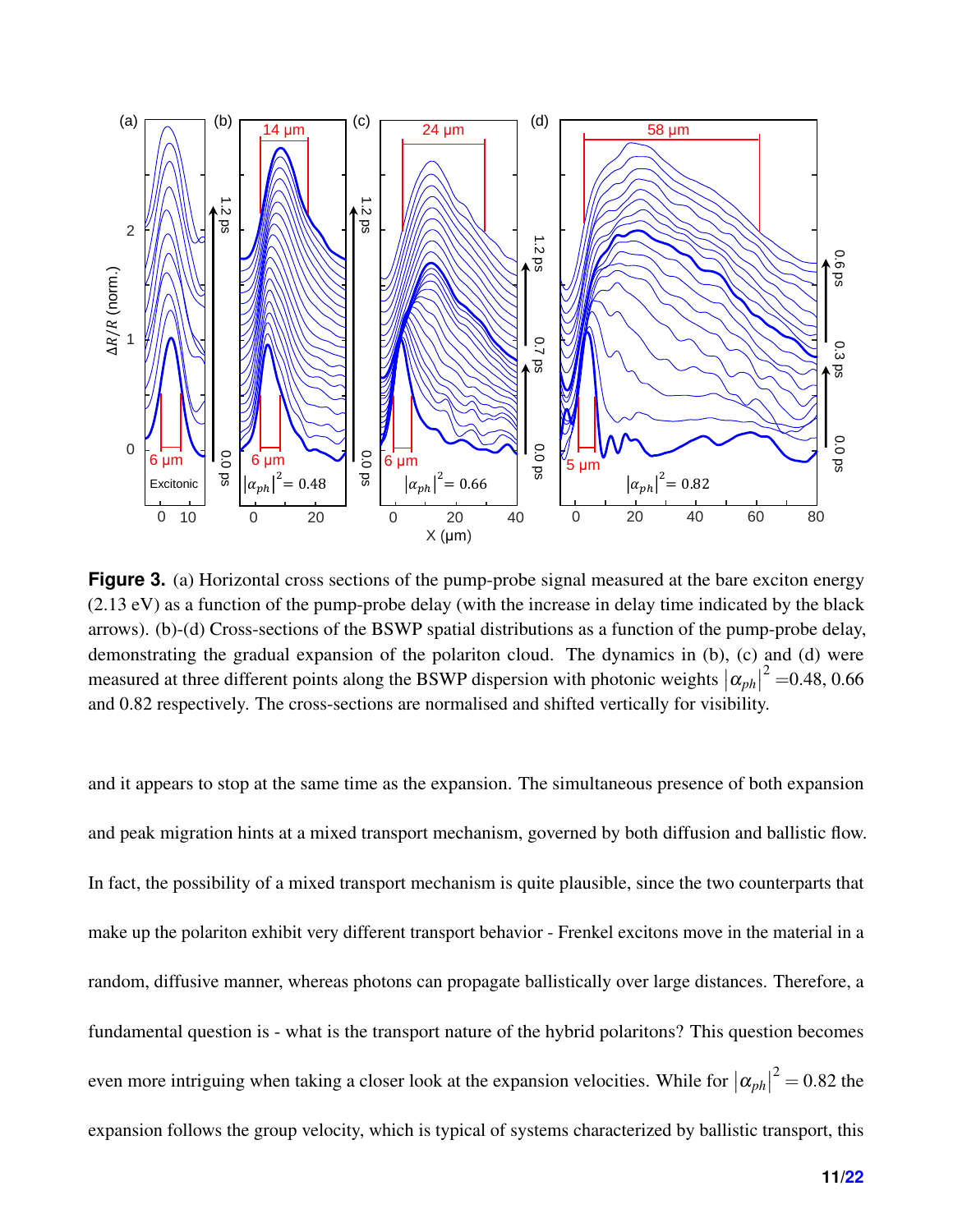**Figure 3.** (a) Horizontal cross sections of the pump-probe signal measured at the bare exciton energy (2.13 eV) as a function of the pump-probe delay (with the increase in delay time indicated by the black arrows). (b)-(d) Cross-sections of the BSWP spatial distributions as a function of the pump-probe delay, demonstrating the gradual expansion of the polariton cloud. The dynamics in (b), (c) and (d) were measured at three different points along the BSWP dispersion with photonic weights $|\alpha_{ph}|^2$ =0.48, 0.66 and 0.82 respectively. The cross-sections are normalised and shifted vertically for visibility.

and it appears to stop at the same time as the expansion. The simultaneous presence of both expansion and peak migration hints at a mixed transport mechanism, governed by both diffusion and ballistic flow. In fact, the possibility of a mixed transport mechanism is quite plausible, since the two counterparts that make up the polariton exhibit very different transport behavior - Frenkel excitons move in the material in a random, diffusive manner, whereas photons can propagate ballistically over large distances. Therefore, a fundamental question is - what is the transport nature of the hybrid polaritons? This question becomes even more intriguing when taking a closer look at the expansion velocities. While for $|\alpha_{ph}|^2 = 0.82$ the expansion follows the group velocity, which is typical of systems characterized by ballistic transport, this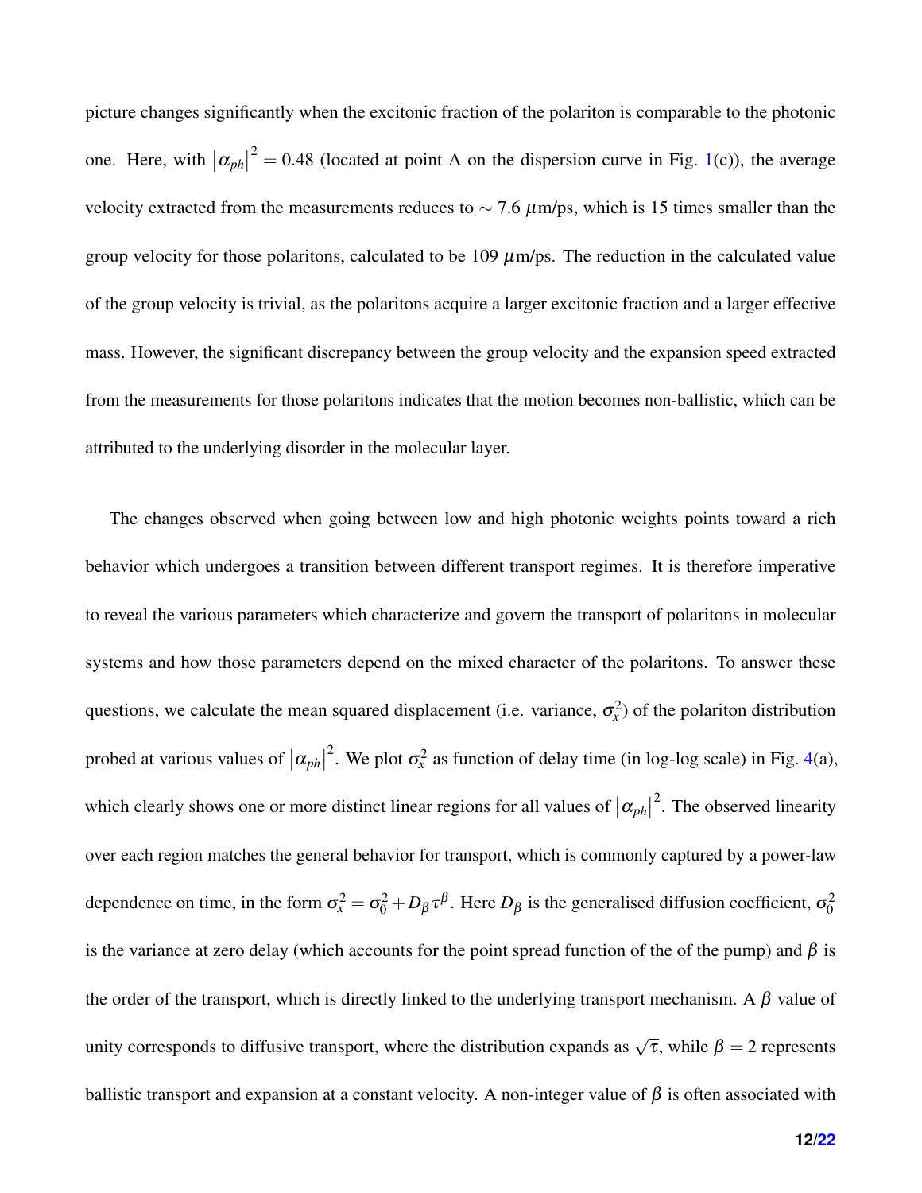picture changes significantly when the excitonic fraction of the polariton is comparable to the photonic one. Here, with $\left|\alpha_{ph}\right|^2 = 0.48$ (located at point A on the dispersion curve in Fig. 1(c)), the average velocity extracted from the measurements reduces to $\sim 7.6$ $\mu$m/ps, which is 15 times smaller than the group velocity for those polaritons, calculated to be 109 $\mu$m/ps. The reduction in the calculated value of the group velocity is trivial, as the polaritons acquire a larger excitonic fraction and a larger effective mass. However, the significant discrepancy between the group velocity and the expansion speed extracted from the measurements for those polaritons indicates that the motion becomes non-ballistic, which can be attributed to the underlying disorder in the molecular layer.

The changes observed when going between low and high photonic weights points toward a rich behavior which undergoes a transition between different transport regimes. It is therefore imperative to reveal the various parameters which characterize and govern the transport of polaritons in molecular systems and how those parameters depend on the mixed character of the polaritons. To answer these questions, we calculate the mean squared displacement (i.e. variance, $\sigma_x^2$) of the polariton distribution probed at various values of $\left|\alpha_{ph}\right|^2$. We plot $\sigma_x^2$ as function of delay time (in log-log scale) in Fig. 4(a), which clearly shows one or more distinct linear regions for all values of $\left|\alpha_{ph}\right|^2$. The observed linearity over each region matches the general behavior for transport, which is commonly captured by a power-law dependence on time, in the form $\sigma_x^2 = \sigma_0^2 + D_\beta \tau^\beta$. Here $D_\beta$ is the generalised diffusion coefficient, $\sigma_0^2$ is the variance at zero delay (which accounts for the point spread function of the of the pump) and $\beta$ is the order of the transport, which is directly linked to the underlying transport mechanism. A $\beta$ value of unity corresponds to diffusive transport, where the distribution expands as $\sqrt{\tau}$, while $\beta = 2$ represents ballistic transport and expansion at a constant velocity. A non-integer value of $\beta$ is often associated with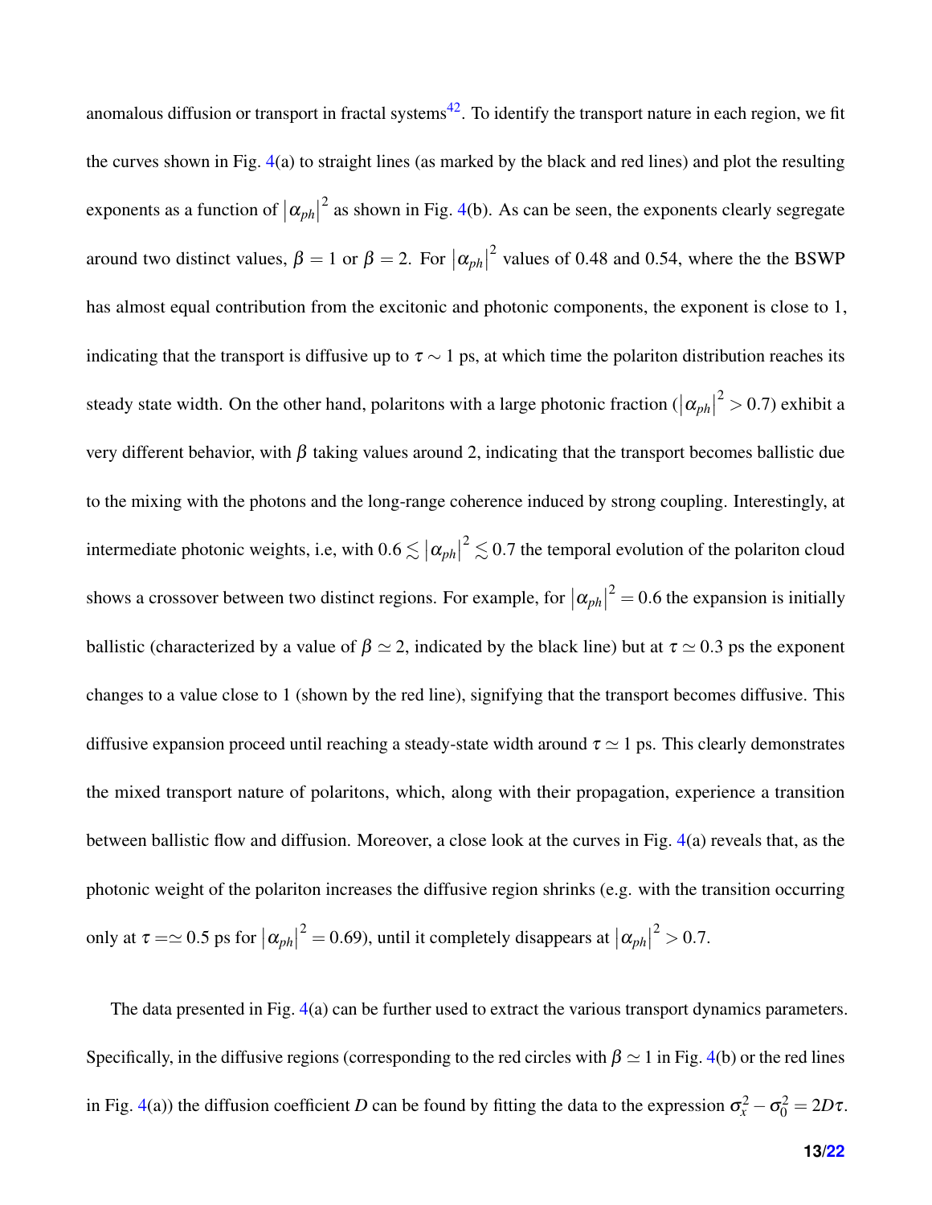anomalous diffusion or transport in fractal systems[42]. To identify the transport nature in each region, we fit the curves shown in Fig. 4(a) to straight lines (as marked by the black and red lines) and plot the resulting exponents as a function of $\left|\alpha_{ph}\right|^2$ as shown in Fig. 4(b). As can be seen, the exponents clearly segregate around two distinct values, $\beta = 1$ or $\beta = 2$. For $\left|\alpha_{ph}\right|^2$ values of 0.48 and 0.54, where the the BSWP has almost equal contribution from the excitonic and photonic components, the exponent is close to 1, indicating that the transport is diffusive up to $\tau \sim 1$ ps, at which time the polariton distribution reaches its steady state width. On the other hand, polaritons with a large photonic fraction ($\left|\alpha_{ph}\right|^2 > 0.7$) exhibit a very different behavior, with $\beta$ taking values around 2, indicating that the transport becomes ballistic due to the mixing with the photons and the long-range coherence induced by strong coupling. Interestingly, at intermediate photonic weights, i.e, with $0.6 \lesssim \left|\alpha_{ph}\right|^2 \lesssim 0.7$ the temporal evolution of the polariton cloud shows a crossover between two distinct regions. For example, for $\left|\alpha_{ph}\right|^2 = 0.6$ the expansion is initially ballistic (characterized by a value of $\beta \simeq 2$, indicated by the black line) but at $\tau \simeq 0.3$ ps the exponent changes to a value close to 1 (shown by the red line), signifying that the transport becomes diffusive. This diffusive expansion proceed until reaching a steady-state width around $\tau \simeq 1$ ps. This clearly demonstrates the mixed transport nature of polaritons, which, along with their propagation, experience a transition between ballistic flow and diffusion. Moreover, a close look at the curves in Fig. 4(a) reveals that, as the photonic weight of the polariton increases the diffusive region shrinks (e.g. with the transition occurring only at $\tau =\simeq 0.5$ ps for $\left|\alpha_{ph}\right|^2 = 0.69$), until it completely disappears at $\left|\alpha_{ph}\right|^2 > 0.7$.

The data presented in Fig. 4(a) can be further used to extract the various transport dynamics parameters. Specifically, in the diffusive regions (corresponding to the red circles with $\beta \simeq 1$ in Fig. 4(b) or the red lines in Fig. 4(a)) the diffusion coefficient $D$ can be found by fitting the data to the expression $\sigma_x^2 - \sigma_0^2 = 2D\tau$.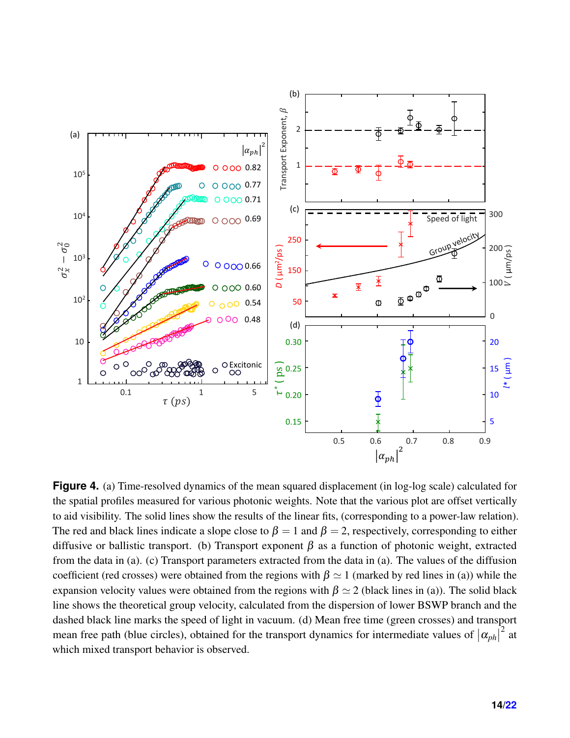**Figure 4.** (a) Time-resolved dynamics of the mean squared displacement (in log-log scale) calculated for the spatial profiles measured for various photonic weights. Note that the various plot are offset vertically to aid visibility. The solid lines show the results of the linear fits, (corresponding to a power-law relation). The red and black lines indicate a slope close to $\beta = 1$ and $\beta = 2$, respectively, corresponding to either diffusive or ballistic transport. (b) Transport exponent $\beta$ as a function of photonic weight, extracted from the data in (a). (c) Transport parameters extracted from the data in (a). The values of the diffusion coefficient (red crosses) were obtained from the regions with $\beta \simeq 1$ (marked by red lines in (a)) while the expansion velocity values were obtained from the regions with $\beta \simeq 2$ (black lines in (a)). The solid black line shows the theoretical group velocity, calculated from the dispersion of lower BSWP branch and the dashed black line marks the speed of light in vacuum. (d) Mean free time (green crosses) and transport mean free path (blue circles), obtained for the transport dynamics for intermediate values of $|\alpha_{ph}|^2$ at which mixed transport behavior is observed.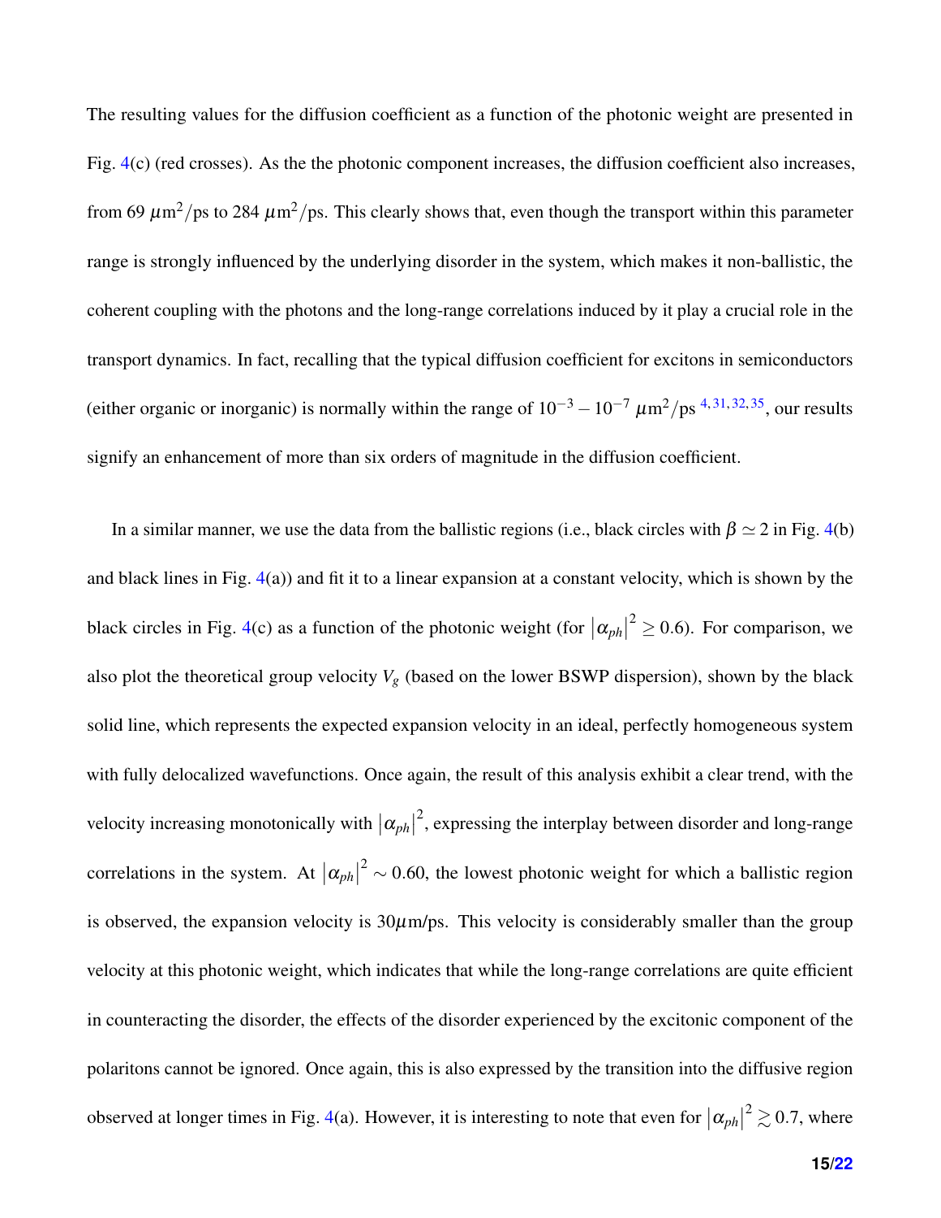The resulting values for the diffusion coefficient as a function of the photonic weight are presented in Fig. 4(c) (red crosses). As the the photonic component increases, the diffusion coefficient also increases, from 69 $\mu$m$^2$/ps to 284 $\mu$m$^2$/ps. This clearly shows that, even though the transport within this parameter range is strongly influenced by the underlying disorder in the system, which makes it non-ballistic, the coherent coupling with the photons and the long-range correlations induced by it play a crucial role in the transport dynamics. In fact, recalling that the typical diffusion coefficient for excitons in semiconductors (either organic or inorganic) is normally within the range of $10^{-3} - 10^{-7}$ $\mu$m$^2$/ps [4,31,32,35], our results signify an enhancement of more than six orders of magnitude in the diffusion coefficient.

In a similar manner, we use the data from the ballistic regions (i.e., black circles with $\beta \simeq 2$ in Fig. 4(b) and black lines in Fig. 4(a)) and fit it to a linear expansion at a constant velocity, which is shown by the black circles in Fig. 4(c) as a function of the photonic weight (for $|\alpha_{ph}|^2 \geq 0.6$). For comparison, we also plot the theoretical group velocity $V_g$ (based on the lower BSWP dispersion), shown by the black solid line, which represents the expected expansion velocity in an ideal, perfectly homogeneous system with fully delocalized wavefunctions. Once again, the result of this analysis exhibit a clear trend, with the velocity increasing monotonically with $|\alpha_{ph}|^2$, expressing the interplay between disorder and long-range correlations in the system. At $|\alpha_{ph}|^2 \sim 0.60$, the lowest photonic weight for which a ballistic region is observed, the expansion velocity is 30$\mu$m/ps. This velocity is considerably smaller than the group velocity at this photonic weight, which indicates that while the long-range correlations are quite efficient in counteracting the disorder, the effects of the disorder experienced by the excitonic component of the polaritons cannot be ignored. Once again, this is also expressed by the transition into the diffusive region observed at longer times in Fig. 4(a). However, it is interesting to note that even for $|\alpha_{ph}|^2 \gtrsim 0.7$, where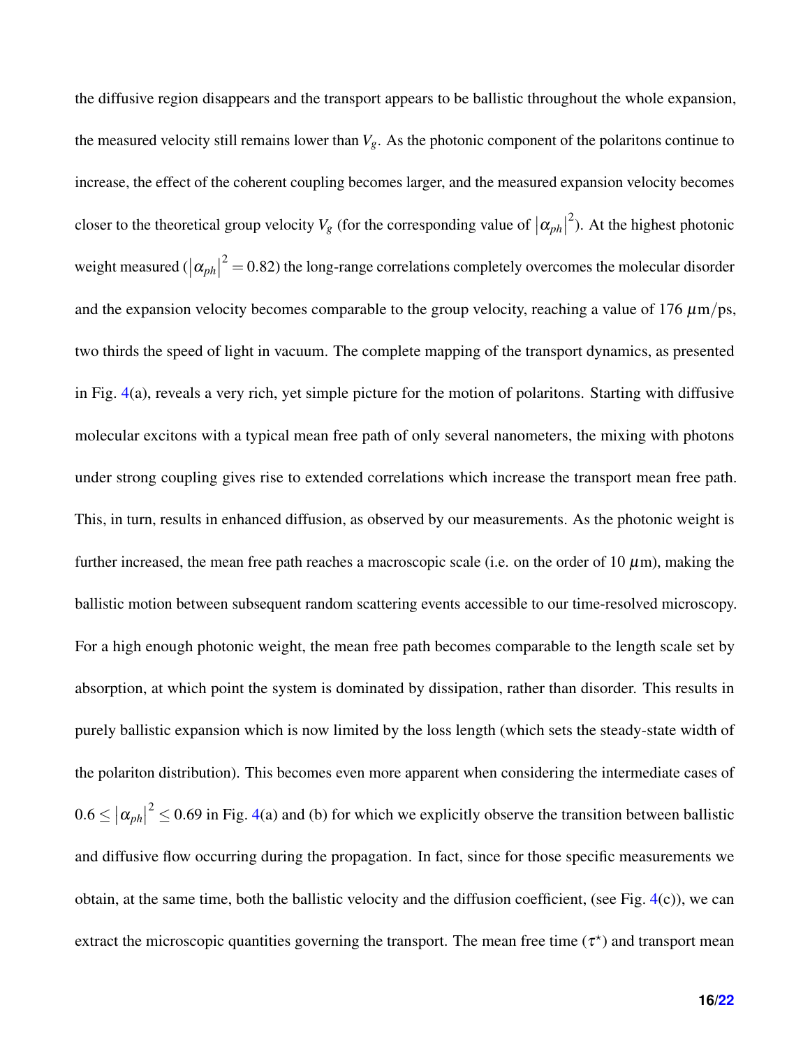the diffusive region disappears and the transport appears to be ballistic throughout the whole expansion, the measured velocity still remains lower than $V_g$. As the photonic component of the polaritons continue to increase, the effect of the coherent coupling becomes larger, and the measured expansion velocity becomes closer to the theoretical group velocity $V_g$ (for the corresponding value of $|\alpha_{ph}|^2$). At the highest photonic weight measured ($|\alpha_{ph}|^2 = 0.82$) the long-range correlations completely overcomes the molecular disorder and the expansion velocity becomes comparable to the group velocity, reaching a value of 176 $\mu$m/ps, two thirds the speed of light in vacuum. The complete mapping of the transport dynamics, as presented in Fig. 4(a), reveals a very rich, yet simple picture for the motion of polaritons. Starting with diffusive molecular excitons with a typical mean free path of only several nanometers, the mixing with photons under strong coupling gives rise to extended correlations which increase the transport mean free path. This, in turn, results in enhanced diffusion, as observed by our measurements. As the photonic weight is further increased, the mean free path reaches a macroscopic scale (i.e. on the order of 10 $\mu$m), making the ballistic motion between subsequent random scattering events accessible to our time-resolved microscopy. For a high enough photonic weight, the mean free path becomes comparable to the length scale set by absorption, at which point the system is dominated by dissipation, rather than disorder. This results in purely ballistic expansion which is now limited by the loss length (which sets the steady-state width of the polariton distribution). This becomes even more apparent when considering the intermediate cases of $0.6 \leq |\alpha_{ph}|^2 \leq 0.69$ in Fig. 4(a) and (b) for which we explicitly observe the transition between ballistic and diffusive flow occurring during the propagation. In fact, since for those specific measurements we obtain, at the same time, both the ballistic velocity and the diffusion coefficient, (see Fig. 4(c)), we can extract the microscopic quantities governing the transport. The mean free time ($\tau^\star$) and transport mean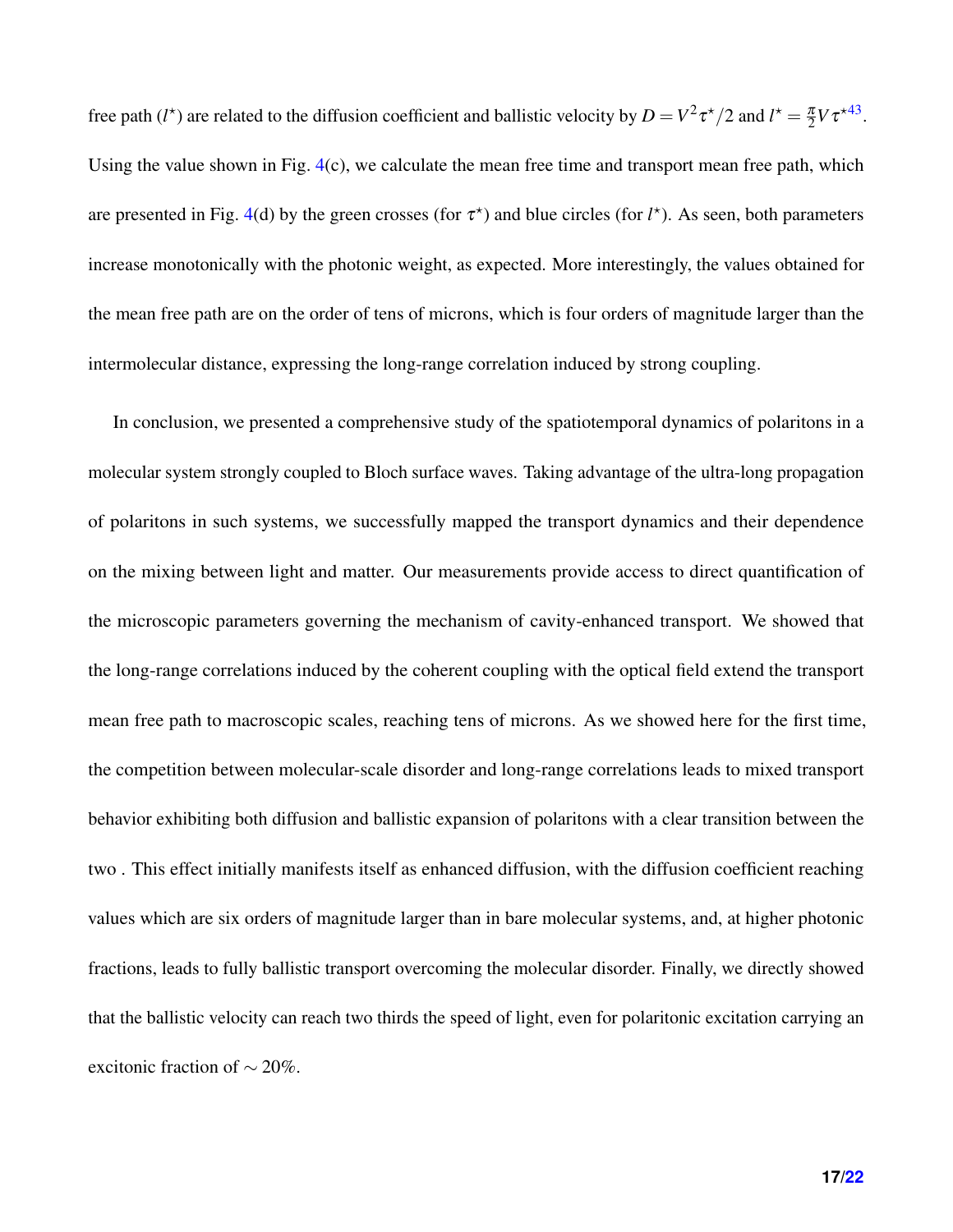free path ($l^\star$) are related to the diffusion coefficient and ballistic velocity by $D = V^2\tau^\star/2$ and $l^\star = \frac{\pi}{2}V\tau^\star$[43]. Using the value shown in Fig. 4(c), we calculate the mean free time and transport mean free path, which are presented in Fig. 4(d) by the green crosses (for $\tau^\star$) and blue circles (for $l^\star$). As seen, both parameters increase monotonically with the photonic weight, as expected. More interestingly, the values obtained for the mean free path are on the order of tens of microns, which is four orders of magnitude larger than the intermolecular distance, expressing the long-range correlation induced by strong coupling.

In conclusion, we presented a comprehensive study of the spatiotemporal dynamics of polaritons in a molecular system strongly coupled to Bloch surface waves. Taking advantage of the ultra-long propagation of polaritons in such systems, we successfully mapped the transport dynamics and their dependence on the mixing between light and matter. Our measurements provide access to direct quantification of the microscopic parameters governing the mechanism of cavity-enhanced transport. We showed that the long-range correlations induced by the coherent coupling with the optical field extend the transport mean free path to macroscopic scales, reaching tens of microns. As we showed here for the first time, the competition between molecular-scale disorder and long-range correlations leads to mixed transport behavior exhibiting both diffusion and ballistic expansion of polaritons with a clear transition between the two . This effect initially manifests itself as enhanced diffusion, with the diffusion coefficient reaching values which are six orders of magnitude larger than in bare molecular systems, and, at higher photonic fractions, leads to fully ballistic transport overcoming the molecular disorder. Finally, we directly showed that the ballistic velocity can reach two thirds the speed of light, even for polaritonic excitation carrying an excitonic fraction of $\sim 20\%$.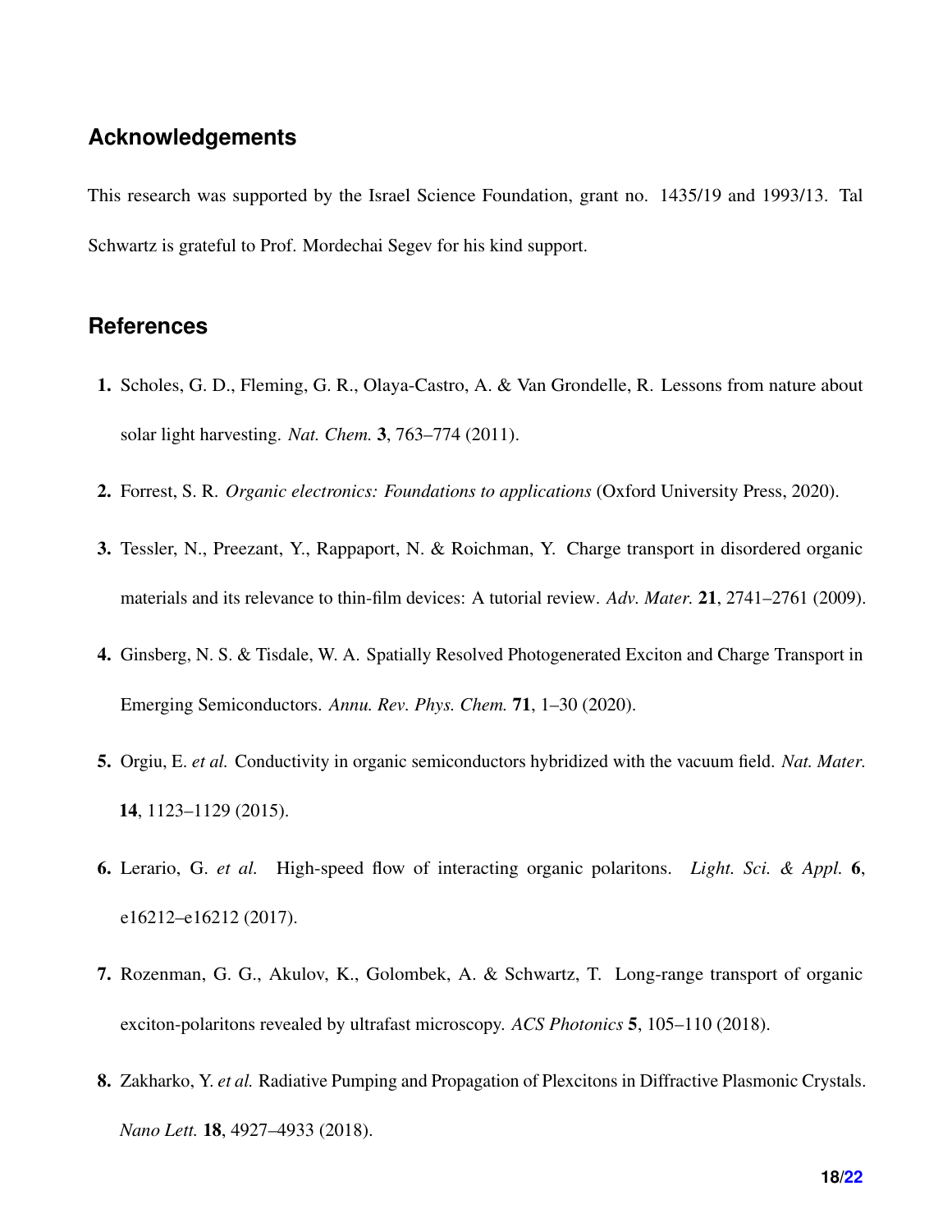## Acknowledgements

This research was supported by the Israel Science Foundation, grant no. 1435/19 and 1993/13. Tal Schwartz is grateful to Prof. Mordechai Segev for his kind support.

## References

1. Scholes, G. D., Fleming, G. R., Olaya-Castro, A. & Van Grondelle, R. Lessons from nature about solar light harvesting. *Nat. Chem.* **3**, 763–774 (2011).
2. Forrest, S. R. *Organic electronics: Foundations to applications* (Oxford University Press, 2020).
3. Tessler, N., Preezant, Y., Rappaport, N. & Roichman, Y. Charge transport in disordered organic materials and its relevance to thin-film devices: A tutorial review. *Adv. Mater.* **21**, 2741–2761 (2009).
4. Ginsberg, N. S. & Tisdale, W. A. Spatially Resolved Photogenerated Exciton and Charge Transport in Emerging Semiconductors. *Annu. Rev. Phys. Chem.* **71**, 1–30 (2020).
5. Orgiu, E. *et al.* Conductivity in organic semiconductors hybridized with the vacuum field. *Nat. Mater.* **14**, 1123–1129 (2015).
6. Lerario, G. *et al.* High-speed flow of interacting organic polaritons. *Light. Sci. & Appl.* **6**, e16212–e16212 (2017).
7. Rozenman, G. G., Akulov, K., Golombek, A. & Schwartz, T. Long-range transport of organic exciton-polaritons revealed by ultrafast microscopy. *ACS Photonics* **5**, 105–110 (2018).
8. Zakharko, Y. *et al.* Radiative Pumping and Propagation of Plexcitons in Diffractive Plasmonic Crystals. *Nano Lett.* **18**, 4927–4933 (2018).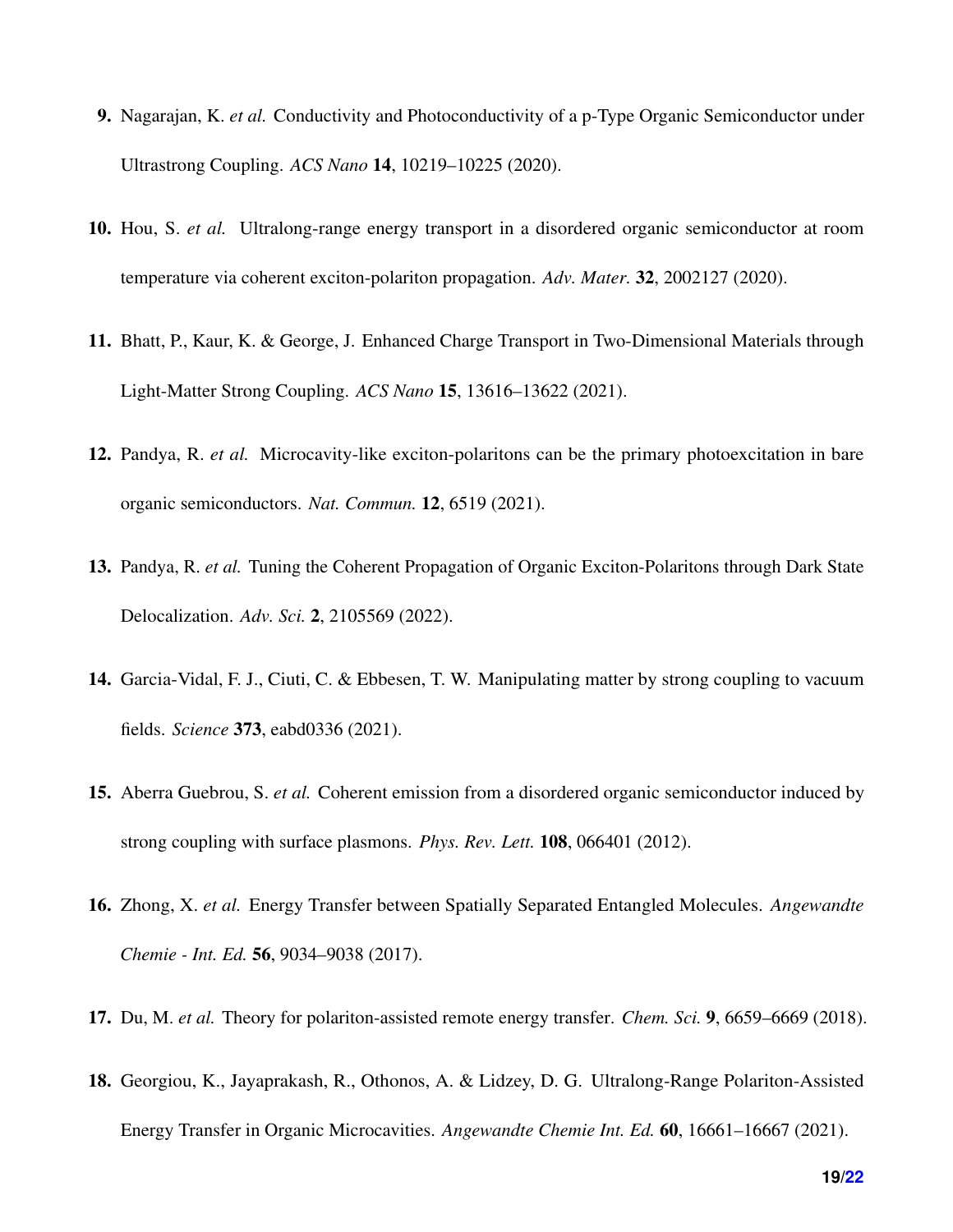9. Nagarajan, K. *et al.* Conductivity and Photoconductivity of a p-Type Organic Semiconductor under Ultrastrong Coupling. *ACS Nano* **14**, 10219–10225 (2020).

10. Hou, S. *et al.* Ultralong-range energy transport in a disordered organic semiconductor at room temperature via coherent exciton-polariton propagation. *Adv. Mater.* **32**, 2002127 (2020).

11. Bhatt, P., Kaur, K. & George, J. Enhanced Charge Transport in Two-Dimensional Materials through Light-Matter Strong Coupling. *ACS Nano* **15**, 13616–13622 (2021).

12. Pandya, R. *et al.* Microcavity-like exciton-polaritons can be the primary photoexcitation in bare organic semiconductors. *Nat. Commun.* **12**, 6519 (2021).

13. Pandya, R. *et al.* Tuning the Coherent Propagation of Organic Exciton-Polaritons through Dark State Delocalization. *Adv. Sci.* **2**, 2105569 (2022).

14. Garcia-Vidal, F. J., Ciuti, C. & Ebbesen, T. W. Manipulating matter by strong coupling to vacuum fields. *Science* **373**, eabd0336 (2021).

15. Aberra Guebrou, S. *et al.* Coherent emission from a disordered organic semiconductor induced by strong coupling with surface plasmons. *Phys. Rev. Lett.* **108**, 066401 (2012).

16. Zhong, X. *et al.* Energy Transfer between Spatially Separated Entangled Molecules. *Angewandte Chemie - Int. Ed.* **56**, 9034–9038 (2017).

17. Du, M. *et al.* Theory for polariton-assisted remote energy transfer. *Chem. Sci.* **9**, 6659–6669 (2018).

18. Georgiou, K., Jayaprakash, R., Othonos, A. & Lidzey, D. G. Ultralong-Range Polariton-Assisted Energy Transfer in Organic Microcavities. *Angewandte Chemie Int. Ed.* **60**, 16661–16667 (2021).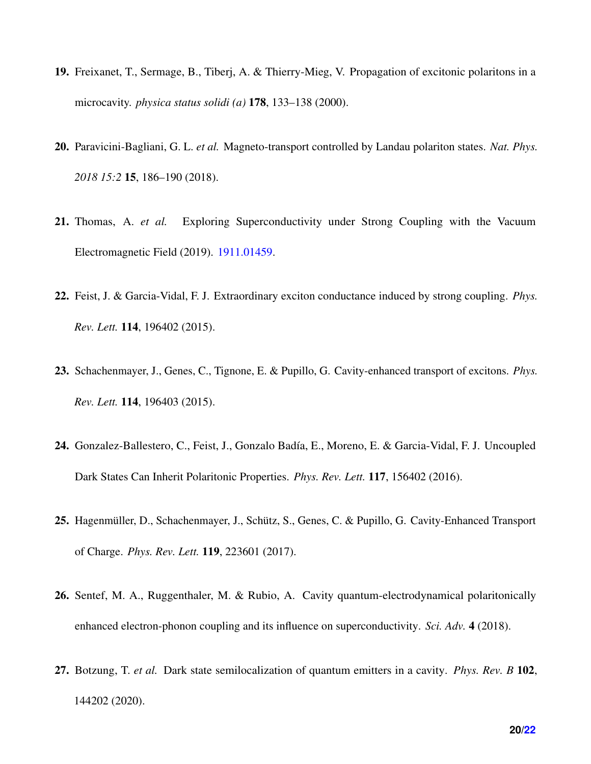19. Freixanet, T., Sermage, B., Tiberj, A. & Thierry-Mieg, V. Propagation of excitonic polaritons in a microcavity. *physica status solidi (a)* **178**, 133–138 (2000).

20. Paravicini-Bagliani, G. L. *et al.* Magneto-transport controlled by Landau polariton states. *Nat. Phys. 2018 15:2* **15**, 186–190 (2018).

21. Thomas, A. *et al.* Exploring Superconductivity under Strong Coupling with the Vacuum Electromagnetic Field (2019). 1911.01459.

22. Feist, J. & Garcia-Vidal, F. J. Extraordinary exciton conductance induced by strong coupling. *Phys. Rev. Lett.* **114**, 196402 (2015).

23. Schachenmayer, J., Genes, C., Tignone, E. & Pupillo, G. Cavity-enhanced transport of excitons. *Phys. Rev. Lett.* **114**, 196403 (2015).

24. Gonzalez-Ballestero, C., Feist, J., Gonzalo Badía, E., Moreno, E. & Garcia-Vidal, F. J. Uncoupled Dark States Can Inherit Polaritonic Properties. *Phys. Rev. Lett.* **117**, 156402 (2016).

25. Hagenmüller, D., Schachenmayer, J., Schütz, S., Genes, C. & Pupillo, G. Cavity-Enhanced Transport of Charge. *Phys. Rev. Lett.* **119**, 223601 (2017).

26. Sentef, M. A., Ruggenthaler, M. & Rubio, A. Cavity quantum-electrodynamical polaritonically enhanced electron-phonon coupling and its influence on superconductivity. *Sci. Adv.* **4** (2018).

27. Botzung, T. *et al.* Dark state semilocalization of quantum emitters in a cavity. *Phys. Rev. B* **102**, 144202 (2020).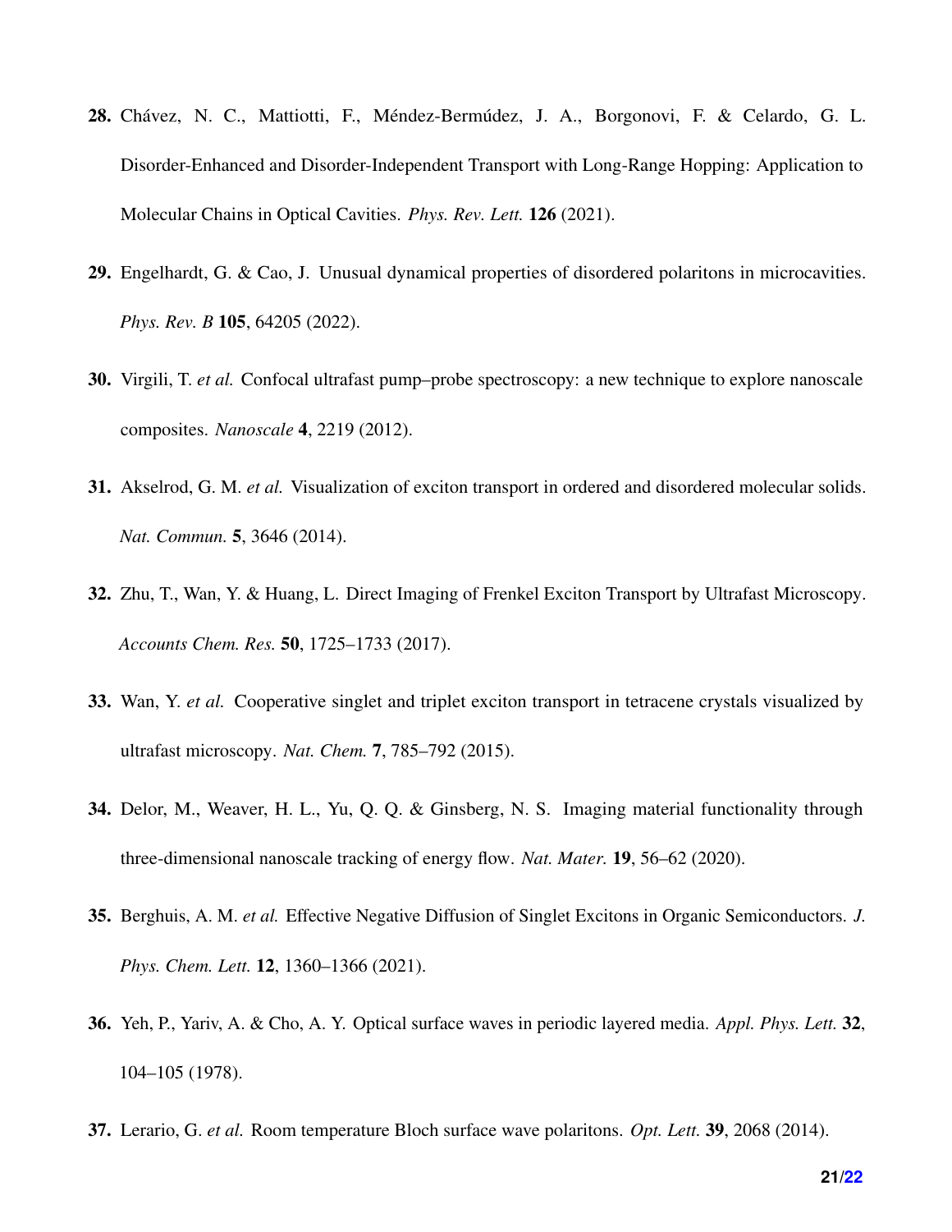**28.** Chávez, N. C., Mattiotti, F., Méndez-Bermúdez, J. A., Borgonovi, F. & Celardo, G. L. Disorder-Enhanced and Disorder-Independent Transport with Long-Range Hopping: Application to Molecular Chains in Optical Cavities. *Phys. Rev. Lett.* **126** (2021).

**29.** Engelhardt, G. & Cao, J. Unusual dynamical properties of disordered polaritons in microcavities. *Phys. Rev. B* **105**, 64205 (2022).

**30.** Virgili, T. *et al.* Confocal ultrafast pump–probe spectroscopy: a new technique to explore nanoscale composites. *Nanoscale* **4**, 2219 (2012).

**31.** Akselrod, G. M. *et al.* Visualization of exciton transport in ordered and disordered molecular solids. *Nat. Commun.* **5**, 3646 (2014).

**32.** Zhu, T., Wan, Y. & Huang, L. Direct Imaging of Frenkel Exciton Transport by Ultrafast Microscopy. *Accounts Chem. Res.* **50**, 1725–1733 (2017).

**33.** Wan, Y. *et al.* Cooperative singlet and triplet exciton transport in tetracene crystals visualized by ultrafast microscopy. *Nat. Chem.* **7**, 785–792 (2015).

**34.** Delor, M., Weaver, H. L., Yu, Q. Q. & Ginsberg, N. S. Imaging material functionality through three-dimensional nanoscale tracking of energy flow. *Nat. Mater.* **19**, 56–62 (2020).

**35.** Berghuis, A. M. *et al.* Effective Negative Diffusion of Singlet Excitons in Organic Semiconductors. *J. Phys. Chem. Lett.* **12**, 1360–1366 (2021).

**36.** Yeh, P., Yariv, A. & Cho, A. Y. Optical surface waves in periodic layered media. *Appl. Phys. Lett.* **32**, 104–105 (1978).

**37.** Lerario, G. *et al.* Room temperature Bloch surface wave polaritons. *Opt. Lett.* **39**, 2068 (2014).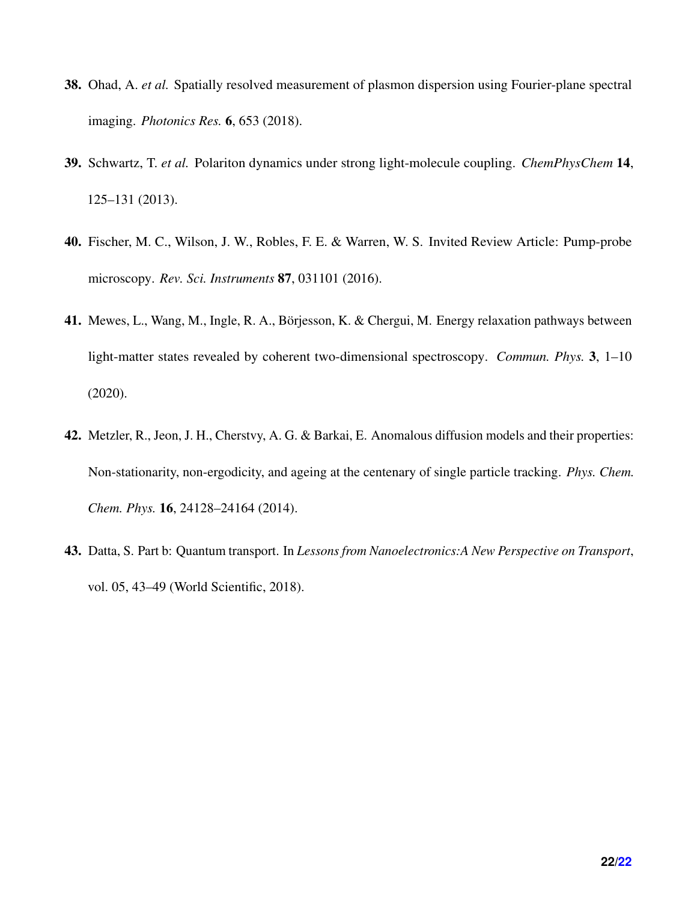**38.** Ohad, A. *et al.* Spatially resolved measurement of plasmon dispersion using Fourier-plane spectral imaging. *Photonics Res.* **6**, 653 (2018).

**39.** Schwartz, T. *et al.* Polariton dynamics under strong light-molecule coupling. *ChemPhysChem* **14**, 125–131 (2013).

**40.** Fischer, M. C., Wilson, J. W., Robles, F. E. & Warren, W. S. Invited Review Article: Pump-probe microscopy. *Rev. Sci. Instruments* **87**, 031101 (2016).

**41.** Mewes, L., Wang, M., Ingle, R. A., Börjesson, K. & Chergui, M. Energy relaxation pathways between light-matter states revealed by coherent two-dimensional spectroscopy. *Commun. Phys.* **3**, 1–10 (2020).

**42.** Metzler, R., Jeon, J. H., Cherstvy, A. G. & Barkai, E. Anomalous diffusion models and their properties: Non-stationarity, non-ergodicity, and ageing at the centenary of single particle tracking. *Phys. Chem. Chem. Phys.* **16**, 24128–24164 (2014).

**43.** Datta, S. Part b: Quantum transport. In *Lessons from Nanoelectronics:A New Perspective on Transport*, vol. 05, 43–49 (World Scientific, 2018).